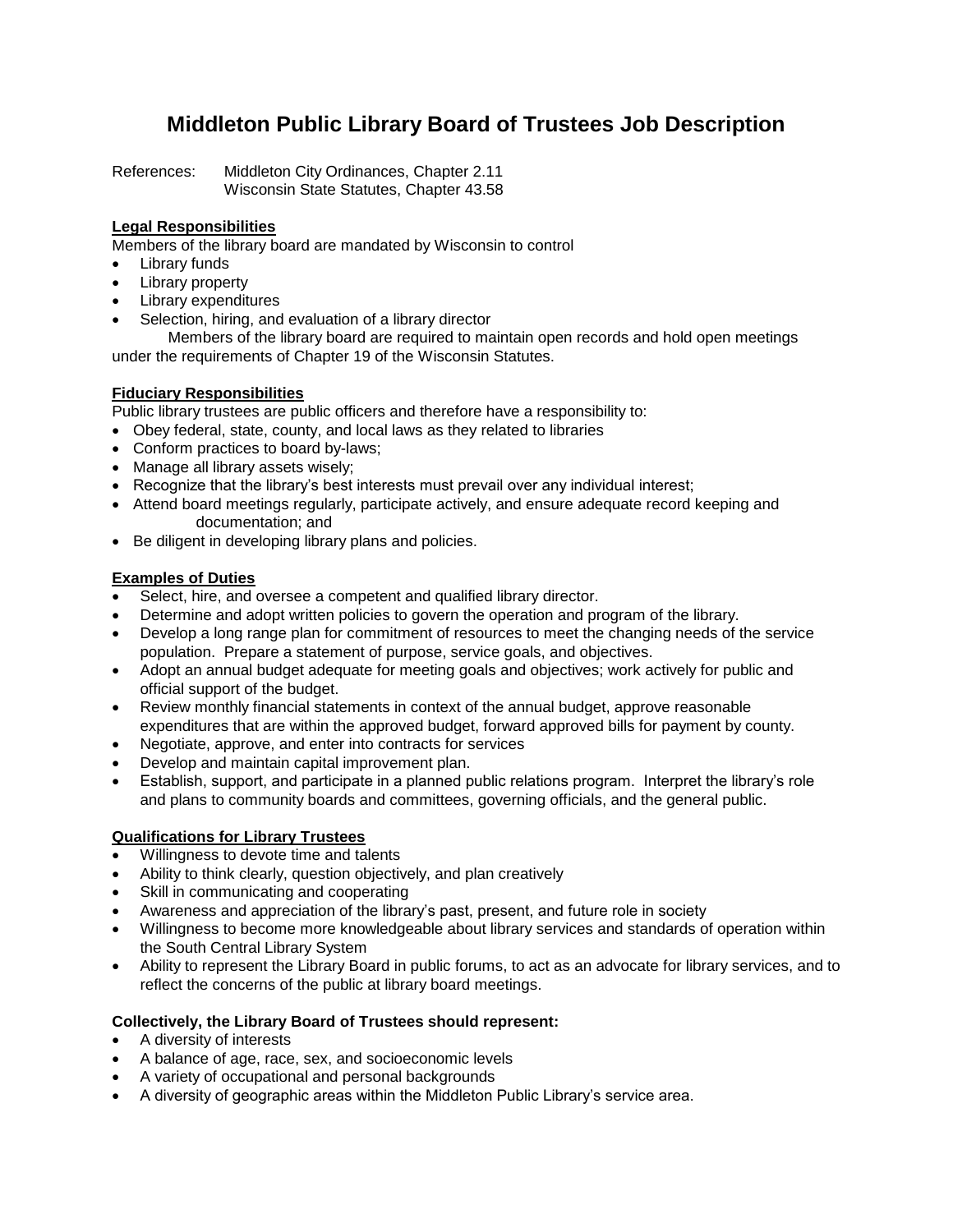# Middleton Public Library Board of Trustees Job Description

References: Middleton City Ordinances, Chapter 2.11
Wisconsin State Statutes, Chapter 43.58

**Legal Responsibilities**

Members of the library board are mandated by Wisconsin to control

- Library funds
- Library property
- Library expenditures
- Selection, hiring, and evaluation of a library director

Members of the library board are required to maintain open records and hold open meetings under the requirements of Chapter 19 of the Wisconsin Statutes.

**Fiduciary Responsibilities**

Public library trustees are public officers and therefore have a responsibility to:

- Obey federal, state, county, and local laws as they related to libraries
- Conform practices to board by-laws;
- Manage all library assets wisely;
- Recognize that the library's best interests must prevail over any individual interest;
- Attend board meetings regularly, participate actively, and ensure adequate record keeping and documentation; and
- Be diligent in developing library plans and policies.

**Examples of Duties**

- Select, hire, and oversee a competent and qualified library director.
- Determine and adopt written policies to govern the operation and program of the library.
- Develop a long range plan for commitment of resources to meet the changing needs of the service population. Prepare a statement of purpose, service goals, and objectives.
- Adopt an annual budget adequate for meeting goals and objectives; work actively for public and official support of the budget.
- Review monthly financial statements in context of the annual budget, approve reasonable expenditures that are within the approved budget, forward approved bills for payment by county.
- Negotiate, approve, and enter into contracts for services
- Develop and maintain capital improvement plan.
- Establish, support, and participate in a planned public relations program. Interpret the library's role and plans to community boards and committees, governing officials, and the general public.

**Qualifications for Library Trustees**

- Willingness to devote time and talents
- Ability to think clearly, question objectively, and plan creatively
- Skill in communicating and cooperating
- Awareness and appreciation of the library's past, present, and future role in society
- Willingness to become more knowledgeable about library services and standards of operation within the South Central Library System
- Ability to represent the Library Board in public forums, to act as an advocate for library services, and to reflect the concerns of the public at library board meetings.

**Collectively, the Library Board of Trustees should represent:**

- A diversity of interests
- A balance of age, race, sex, and socioeconomic levels
- A variety of occupational and personal backgrounds
- A diversity of geographic areas within the Middleton Public Library's service area.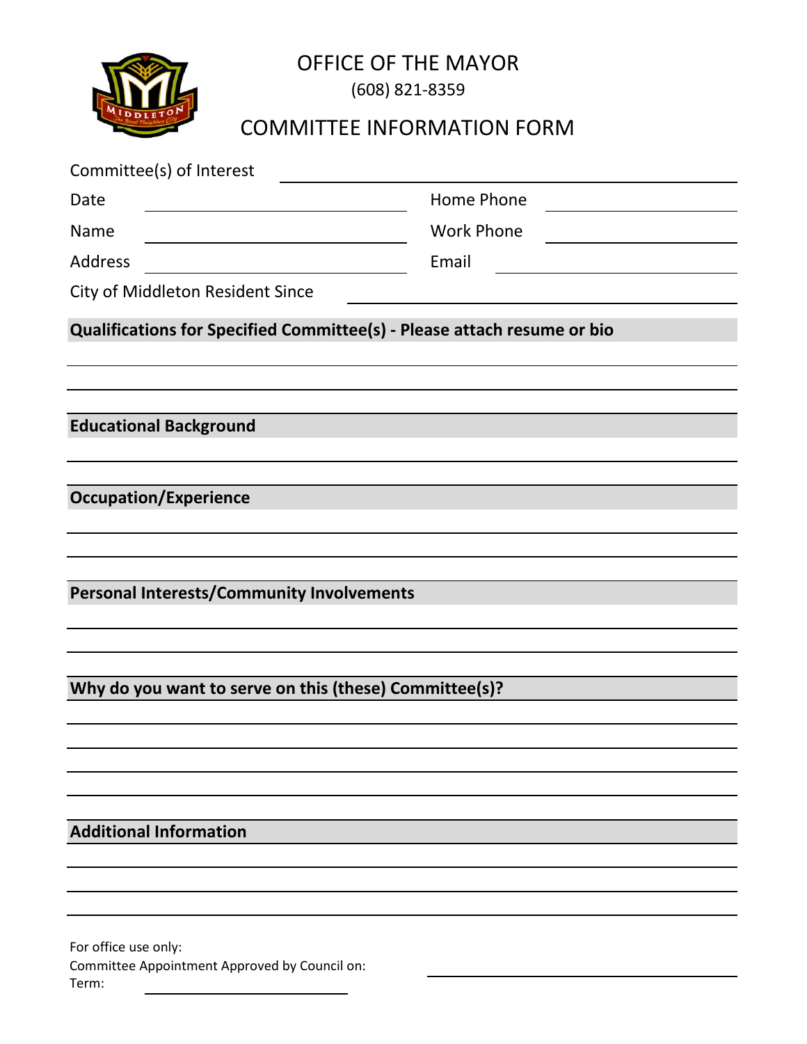# OFFICE OF THE MAYOR

(608) 821-8359

# COMMITTEE INFORMATION FORM

Committee(s) of Interest \_\_\_\_\_\_\_\_\_\_\_\_\_\_\_\_\_\_\_\_

Date \_\_\_\_\_\_\_\_\_\_\_\_\_\_\_\_\_\_\_\_ Home Phone \_\_\_\_\_\_\_\_\_\_\_\_\_\_\_\_\_\_\_\_

Name \_\_\_\_\_\_\_\_\_\_\_\_\_\_\_\_\_\_\_\_ Work Phone \_\_\_\_\_\_\_\_\_\_\_\_\_\_\_\_\_\_\_\_

Address \_\_\_\_\_\_\_\_\_\_\_\_\_\_\_\_\_\_\_\_ Email \_\_\_\_\_\_\_\_\_\_\_\_\_\_\_\_\_\_\_\_

City of Middleton Resident Since \_\_\_\_\_\_\_\_\_\_\_\_\_\_\_\_\_\_\_\_

**Qualifications for Specified Committee(s) - Please attach resume or bio**

**Educational Background**

**Occupation/Experience**

**Personal Interests/Community Involvements**

**Why do you want to serve on this (these) Committee(s)?**

**Additional Information**

For office use only:

Committee Appointment Approved by Council on: \_\_\_\_\_\_\_\_\_\_\_\_\_\_\_\_\_\_\_\_

Term: \_\_\_\_\_\_\_\_\_\_\_\_\_\_\_\_\_\_\_\_